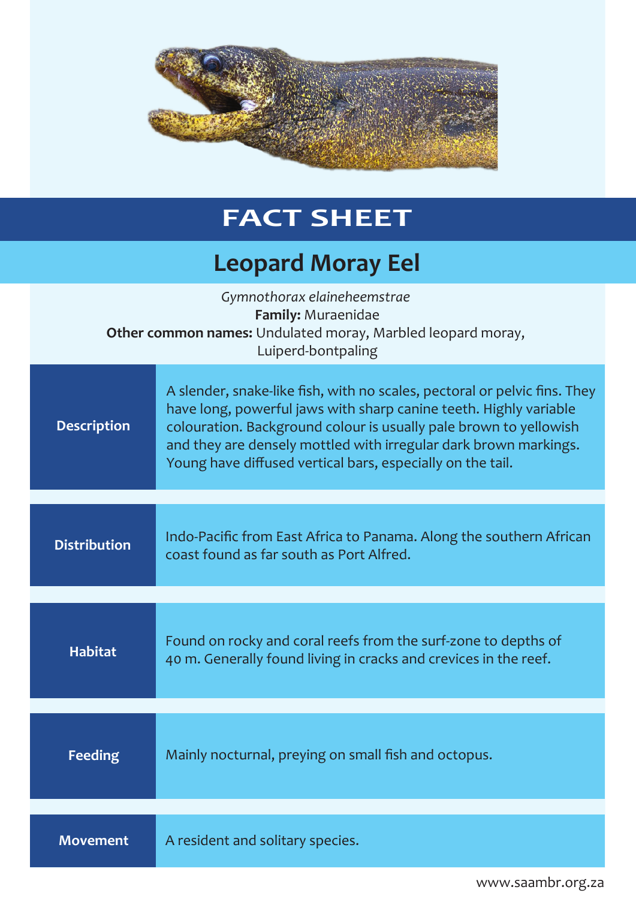# FACT SHEET

## Leopard Moray Eel

*Gymnothorax elaineheemstrae*
**Family:** Muraenidae
**Other common names:** Undulated moray, Marbled leopard moray, Luiperd-bontpaling

| | |
|---|---|
| **Description** | A slender, snake-like fish, with no scales, pectoral or pelvic fins. They have long, powerful jaws with sharp canine teeth. Highly variable colouration. Background colour is usually pale brown to yellowish and they are densely mottled with irregular dark brown markings. Young have diffused vertical bars, especially on the tail. |
| **Distribution** | Indo-Pacific from East Africa to Panama. Along the southern African coast found as far south as Port Alfred. |
| **Habitat** | Found on rocky and coral reefs from the surf-zone to depths of 40 m. Generally found living in cracks and crevices in the reef. |
| **Feeding** | Mainly nocturnal, preying on small fish and octopus. |
| **Movement** | A resident and solitary species. |

www.saambr.org.za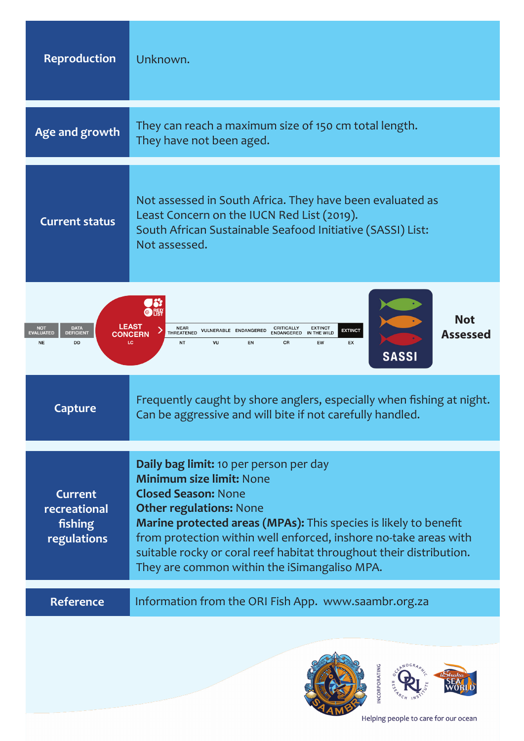| | |
|---|---|
| **Reproduction** | Unknown. |
| **Age and growth** | They can reach a maximum size of 150 cm total length. They have not been aged. |
| **Current status** | Not assessed in South Africa. They have been evaluated as Least Concern on the IUCN Red List (2019). South African Sustainable Seafood Initiative (SASSI) List: Not assessed. |

NOT EVALUATED NE | DATA DEFICIENT DD | LEAST CONCERN LC | NEAR THREATENED NT | VULNERABLE VU | ENDANGERED EN | CRITICALLY ENDANGERED CR | EXTINCT IN THE WILD EW | EXTINCT EX

RED LIST

SASSI

Not Assessed

| | |
|---|---|
| **Capture** | Frequently caught by shore anglers, especially when fishing at night. Can be aggressive and will bite if not carefully handled. |
| **Current recreational fishing regulations** | **Daily bag limit:** 10 per person per day<br>**Minimum size limit:** None<br>**Closed Season:** None<br>**Other regulations:** None<br>**Marine protected areas (MPAs):** This species is likely to benefit from protection within well enforced, inshore no-take areas with suitable rocky or coral reef habitat throughout their distribution. They are common within the iSimangaliso MPA. |
| **Reference** | Information from the ORI Fish App. www.saambr.org.za |

SAAMBR INCORPORATING OCEANOGRAPHIC RESEARCH INSTITUTE ORI uShaka SEA WORLD

Helping people to care for our ocean